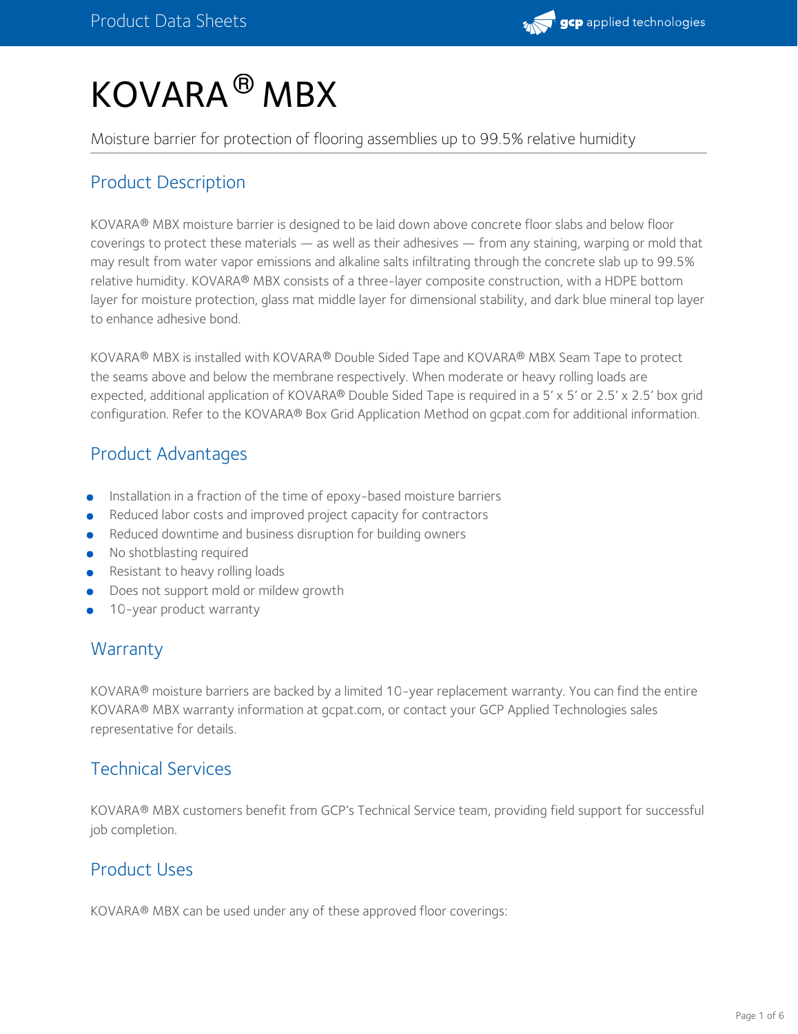# KOVARA® MBX

Moisture barrier for protection of flooring assemblies up to 99.5% relative humidity

## Product Description

KOVARA® MBX moisture barrier is designed to be laid down above concrete floor slabs and below floor coverings to protect these materials — as well as their adhesives — from any staining, warping or mold that may result from water vapor emissions and alkaline salts infiltrating through the concrete slab up to 99.5% relative humidity. KOVARA® MBX consists of a three-layer composite construction, with a HDPE bottom layer for moisture protection, glass mat middle layer for dimensional stability, and dark blue mineral top layer to enhance adhesive bond.

KOVARA® MBX is installed with KOVARA® Double Sided Tape and KOVARA® MBX Seam Tape to protect the seams above and below the membrane respectively. When moderate or heavy rolling loads are expected, additional application of KOVARA® Double Sided Tape is required in a 5' x 5' or 2.5' x 2.5' box grid configuration. Refer to the KOVARA® Box Grid Application Method on gcpat.com for additional information.

## Product Advantages

- Installation in a fraction of the time of epoxy-based moisture barriers
- Reduced labor costs and improved project capacity for contractors
- Reduced downtime and business disruption for building owners
- No shotblasting required
- Resistant to heavy rolling loads
- Does not support mold or mildew growth
- 10-year product warranty

## Warranty

KOVARA® moisture barriers are backed by a limited 10-year replacement warranty. You can find the entire KOVARA® MBX warranty information at gcpat.com, or contact your GCP Applied Technologies sales representative for details.

## Technical Services

KOVARA® MBX customers benefit from GCP's Technical Service team, providing field support for successful job completion.

## Product Uses

KOVARA® MBX can be used under any of these approved floor coverings: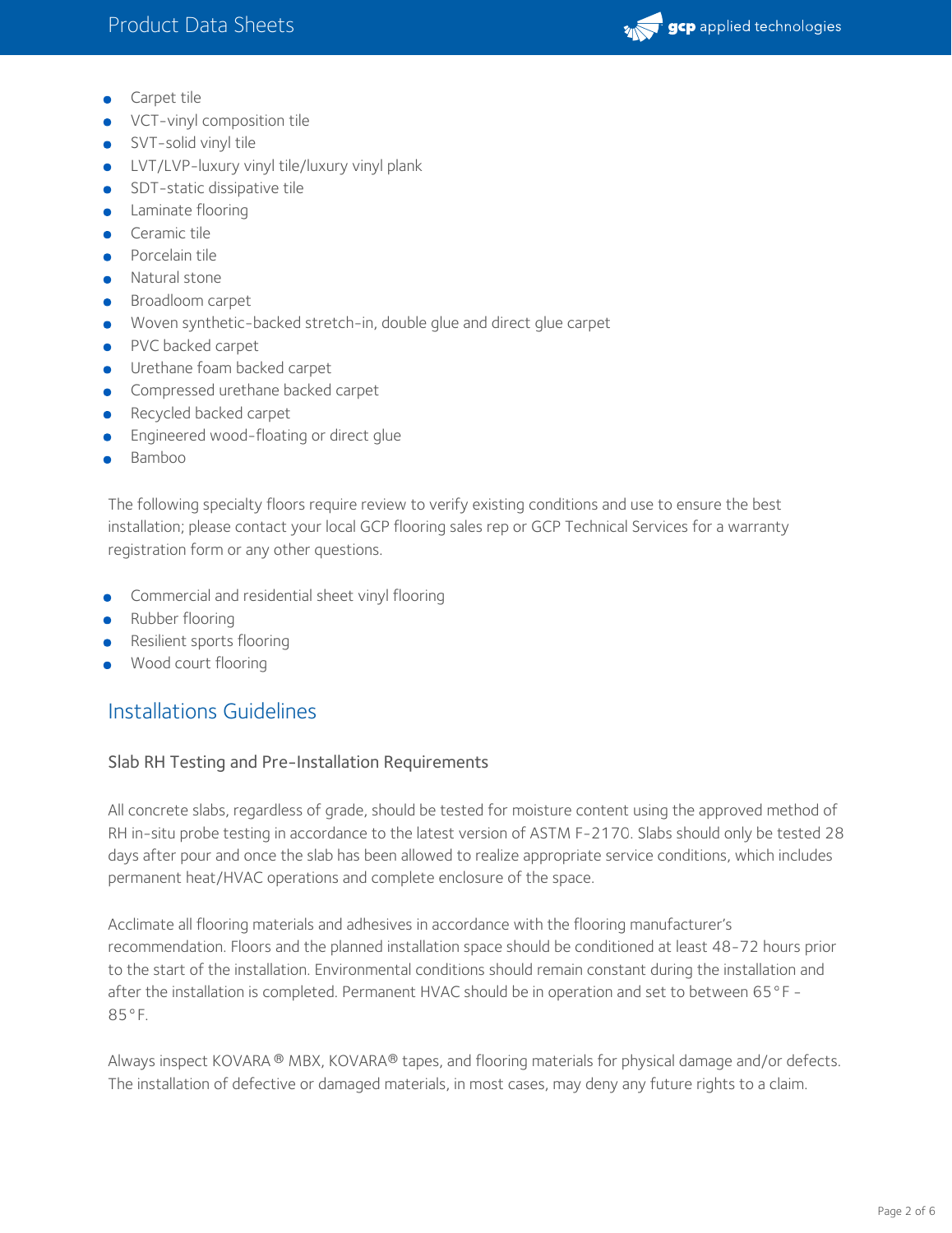- Carpet tile
- VCT-vinyl composition tile
- SVT-solid vinyl tile
- LVT/LVP-luxury vinyl tile/luxury vinyl plank
- SDT-static dissipative tile
- Laminate flooring
- Ceramic tile
- Porcelain tile
- Natural stone
- Broadloom carpet
- Woven synthetic-backed stretch-in, double glue and direct glue carpet
- PVC backed carpet
- Urethane foam backed carpet
- Compressed urethane backed carpet
- Recycled backed carpet
- Engineered wood-floating or direct glue
- Bamboo

The following specialty floors require review to verify existing conditions and use to ensure the best installation; please contact your local GCP flooring sales rep or GCP Technical Services for a warranty registration form or any other questions.

- Commercial and residential sheet vinyl flooring
- Rubber flooring
- Resilient sports flooring
- Wood court flooring

## Installations Guidelines

### Slab RH Testing and Pre-Installation Requirements

All concrete slabs, regardless of grade, should be tested for moisture content using the approved method of RH in-situ probe testing in accordance to the latest version of ASTM F-2170. Slabs should only be tested 28 days after pour and once the slab has been allowed to realize appropriate service conditions, which includes permanent heat/HVAC operations and complete enclosure of the space.

Acclimate all flooring materials and adhesives in accordance with the flooring manufacturer's recommendation. Floors and the planned installation space should be conditioned at least 48-72 hours prior to the start of the installation. Environmental conditions should remain constant during the installation and after the installation is completed. Permanent HVAC should be in operation and set to between 65°F - 85°F.

Always inspect KOVARA ® MBX, KOVARA® tapes, and flooring materials for physical damage and/or defects. The installation of defective or damaged materials, in most cases, may deny any future rights to a claim.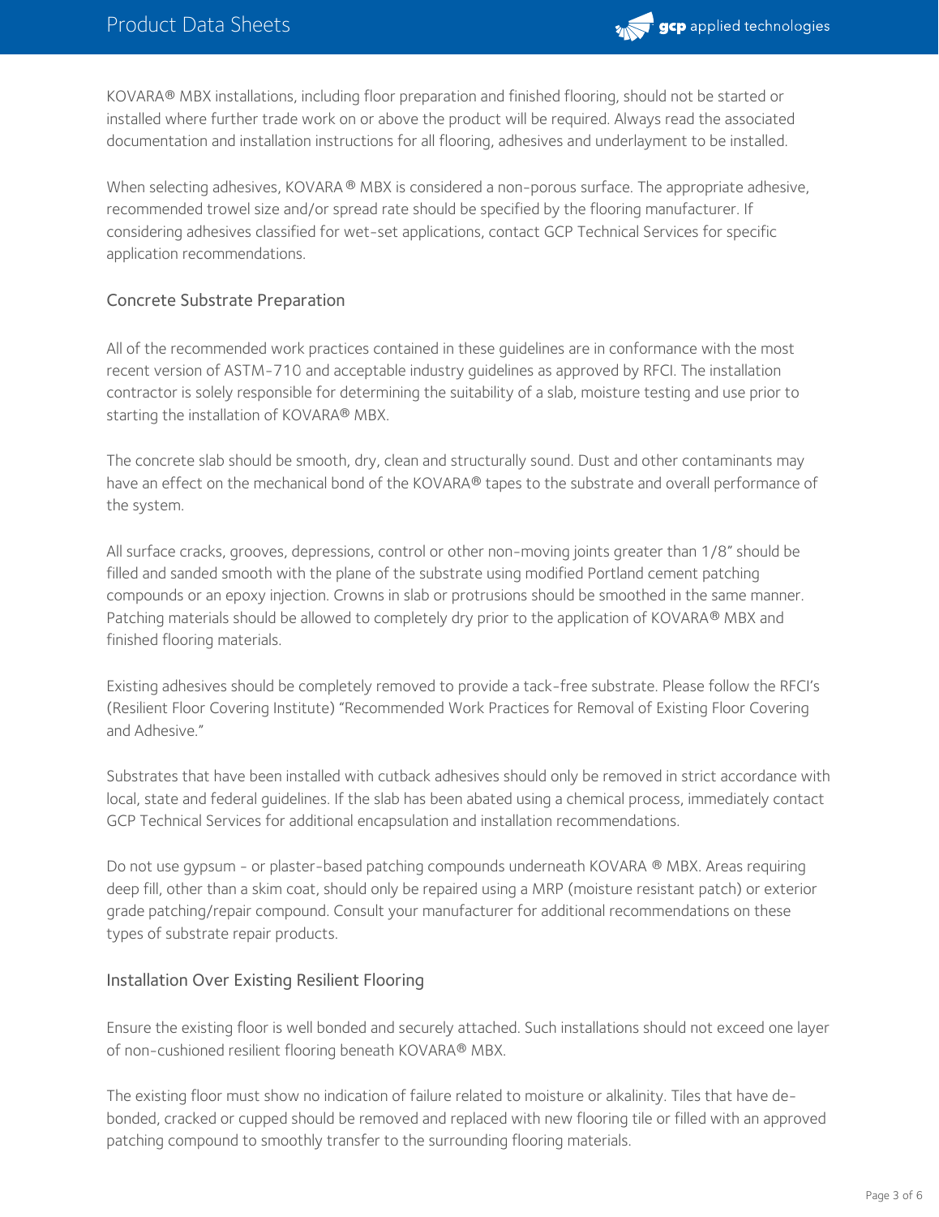KOVARA® MBX installations, including floor preparation and finished flooring, should not be started or installed where further trade work on or above the product will be required. Always read the associated documentation and installation instructions for all flooring, adhesives and underlayment to be installed.

When selecting adhesives, KOVARA ® MBX is considered a non-porous surface. The appropriate adhesive, recommended trowel size and/or spread rate should be specified by the flooring manufacturer. If considering adhesives classified for wet-set applications, contact GCP Technical Services for specific application recommendations.

## Concrete Substrate Preparation

All of the recommended work practices contained in these guidelines are in conformance with the most recent version of ASTM-710 and acceptable industry guidelines as approved by RFCI. The installation contractor is solely responsible for determining the suitability of a slab, moisture testing and use prior to starting the installation of KOVARA® MBX.

The concrete slab should be smooth, dry, clean and structurally sound. Dust and other contaminants may have an effect on the mechanical bond of the KOVARA® tapes to the substrate and overall performance of the system.

All surface cracks, grooves, depressions, control or other non-moving joints greater than 1/8" should be filled and sanded smooth with the plane of the substrate using modified Portland cement patching compounds or an epoxy injection. Crowns in slab or protrusions should be smoothed in the same manner. Patching materials should be allowed to completely dry prior to the application of KOVARA® MBX and finished flooring materials.

Existing adhesives should be completely removed to provide a tack-free substrate. Please follow the RFCI's (Resilient Floor Covering Institute) "Recommended Work Practices for Removal of Existing Floor Covering and Adhesive."

Substrates that have been installed with cutback adhesives should only be removed in strict accordance with local, state and federal guidelines. If the slab has been abated using a chemical process, immediately contact GCP Technical Services for additional encapsulation and installation recommendations.

Do not use gypsum - or plaster-based patching compounds underneath KOVARA ® MBX. Areas requiring deep fill, other than a skim coat, should only be repaired using a MRP (moisture resistant patch) or exterior grade patching/repair compound. Consult your manufacturer for additional recommendations on these types of substrate repair products.

## Installation Over Existing Resilient Flooring

Ensure the existing floor is well bonded and securely attached. Such installations should not exceed one layer of non-cushioned resilient flooring beneath KOVARA® MBX.

The existing floor must show no indication of failure related to moisture or alkalinity. Tiles that have de-bonded, cracked or cupped should be removed and replaced with new flooring tile or filled with an approved patching compound to smoothly transfer to the surrounding flooring materials.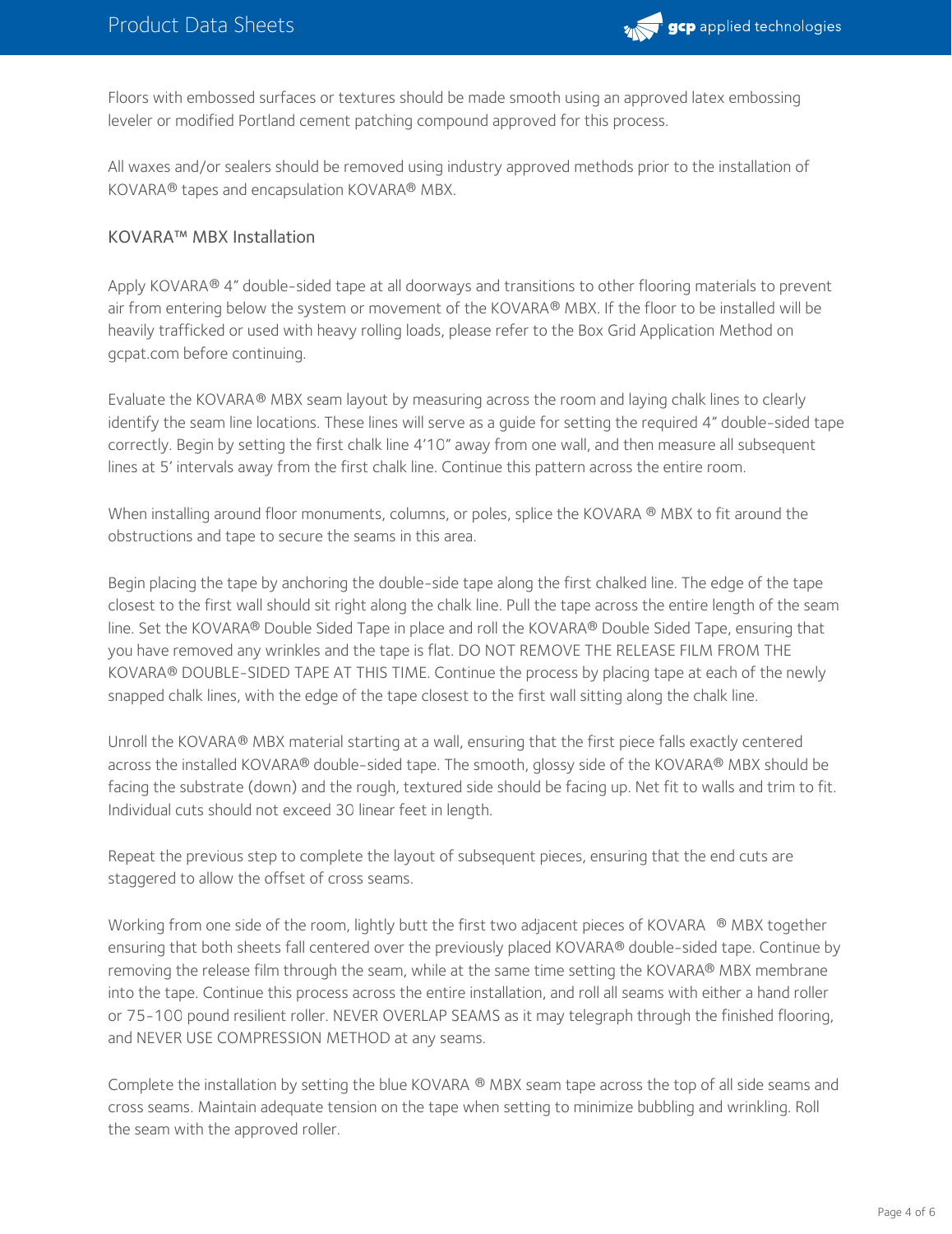Floors with embossed surfaces or textures should be made smooth using an approved latex embossing leveler or modified Portland cement patching compound approved for this process.

All waxes and/or sealers should be removed using industry approved methods prior to the installation of KOVARA® tapes and encapsulation KOVARA® MBX.

## KOVARA™ MBX Installation

Apply KOVARA® 4" double-sided tape at all doorways and transitions to other flooring materials to prevent air from entering below the system or movement of the KOVARA® MBX. If the floor to be installed will be heavily trafficked or used with heavy rolling loads, please refer to the Box Grid Application Method on gcpat.com before continuing.

Evaluate the KOVARA® MBX seam layout by measuring across the room and laying chalk lines to clearly identify the seam line locations. These lines will serve as a guide for setting the required 4" double-sided tape correctly. Begin by setting the first chalk line 4'10" away from one wall, and then measure all subsequent lines at 5' intervals away from the first chalk line. Continue this pattern across the entire room.

When installing around floor monuments, columns, or poles, splice the KOVARA ® MBX to fit around the obstructions and tape to secure the seams in this area.

Begin placing the tape by anchoring the double-side tape along the first chalked line. The edge of the tape closest to the first wall should sit right along the chalk line. Pull the tape across the entire length of the seam line. Set the KOVARA® Double Sided Tape in place and roll the KOVARA® Double Sided Tape, ensuring that you have removed any wrinkles and the tape is flat. DO NOT REMOVE THE RELEASE FILM FROM THE KOVARA® DOUBLE-SIDED TAPE AT THIS TIME. Continue the process by placing tape at each of the newly snapped chalk lines, with the edge of the tape closest to the first wall sitting along the chalk line.

Unroll the KOVARA® MBX material starting at a wall, ensuring that the first piece falls exactly centered across the installed KOVARA® double-sided tape. The smooth, glossy side of the KOVARA® MBX should be facing the substrate (down) and the rough, textured side should be facing up. Net fit to walls and trim to fit. Individual cuts should not exceed 30 linear feet in length.

Repeat the previous step to complete the layout of subsequent pieces, ensuring that the end cuts are staggered to allow the offset of cross seams.

Working from one side of the room, lightly butt the first two adjacent pieces of KOVARA ® MBX together ensuring that both sheets fall centered over the previously placed KOVARA® double-sided tape. Continue by removing the release film through the seam, while at the same time setting the KOVARA® MBX membrane into the tape. Continue this process across the entire installation, and roll all seams with either a hand roller or 75-100 pound resilient roller. NEVER OVERLAP SEAMS as it may telegraph through the finished flooring, and NEVER USE COMPRESSION METHOD at any seams.

Complete the installation by setting the blue KOVARA ® MBX seam tape across the top of all side seams and cross seams. Maintain adequate tension on the tape when setting to minimize bubbling and wrinkling. Roll the seam with the approved roller.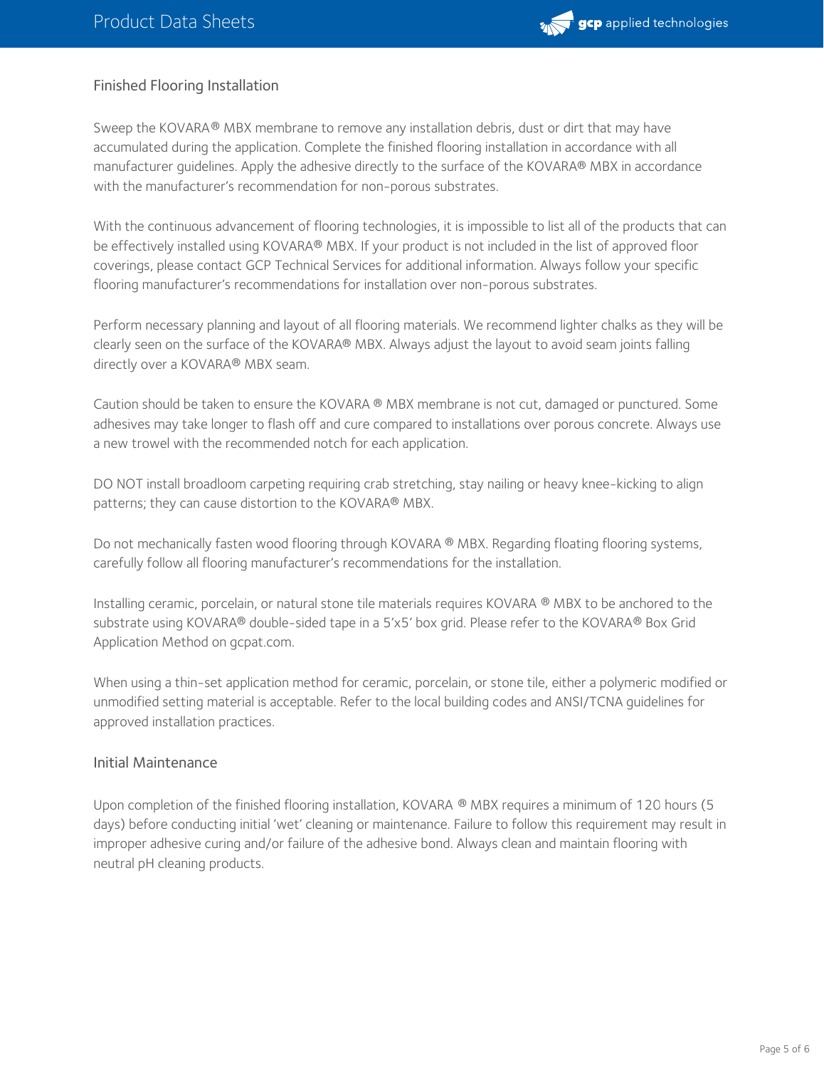## Finished Flooring Installation

Sweep the KOVARA® MBX membrane to remove any installation debris, dust or dirt that may have accumulated during the application. Complete the finished flooring installation in accordance with all manufacturer guidelines. Apply the adhesive directly to the surface of the KOVARA® MBX in accordance with the manufacturer's recommendation for non-porous substrates.

With the continuous advancement of flooring technologies, it is impossible to list all of the products that can be effectively installed using KOVARA® MBX. If your product is not included in the list of approved floor coverings, please contact GCP Technical Services for additional information. Always follow your specific flooring manufacturer's recommendations for installation over non-porous substrates.

Perform necessary planning and layout of all flooring materials. We recommend lighter chalks as they will be clearly seen on the surface of the KOVARA® MBX. Always adjust the layout to avoid seam joints falling directly over a KOVARA® MBX seam.

Caution should be taken to ensure the KOVARA ® MBX membrane is not cut, damaged or punctured. Some adhesives may take longer to flash off and cure compared to installations over porous concrete. Always use a new trowel with the recommended notch for each application.

DO NOT install broadloom carpeting requiring crab stretching, stay nailing or heavy knee-kicking to align patterns; they can cause distortion to the KOVARA® MBX.

Do not mechanically fasten wood flooring through KOVARA ® MBX. Regarding floating flooring systems, carefully follow all flooring manufacturer's recommendations for the installation.

Installing ceramic, porcelain, or natural stone tile materials requires KOVARA ® MBX to be anchored to the substrate using KOVARA® double-sided tape in a 5'x5' box grid. Please refer to the KOVARA® Box Grid Application Method on gcpat.com.

When using a thin-set application method for ceramic, porcelain, or stone tile, either a polymeric modified or unmodified setting material is acceptable. Refer to the local building codes and ANSI/TCNA guidelines for approved installation practices.

## Initial Maintenance

Upon completion of the finished flooring installation, KOVARA ® MBX requires a minimum of 120 hours (5 days) before conducting initial 'wet' cleaning or maintenance. Failure to follow this requirement may result in improper adhesive curing and/or failure of the adhesive bond. Always clean and maintain flooring with neutral pH cleaning products.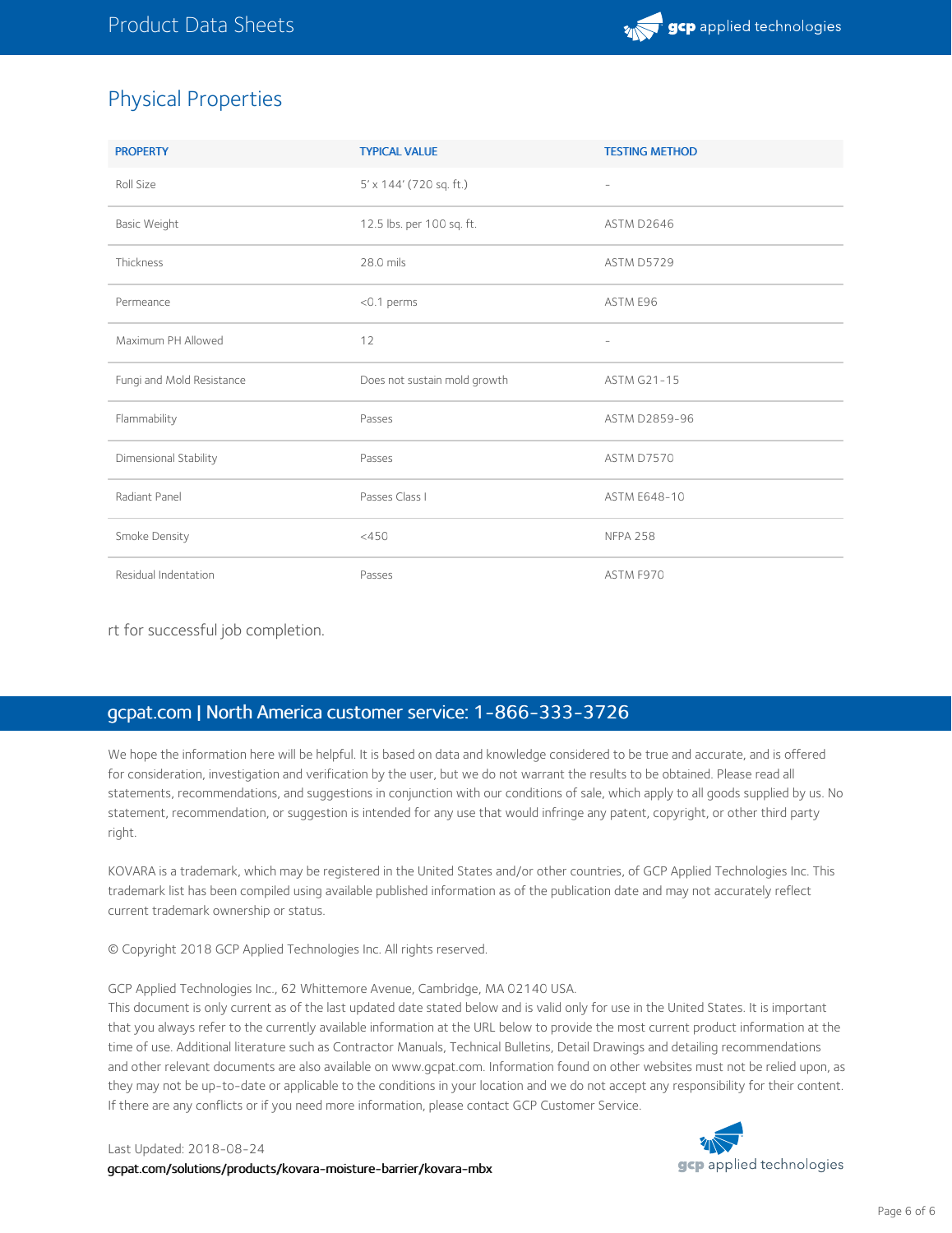## Physical Properties

| PROPERTY | TYPICAL VALUE | TESTING METHOD |
|---|---|---|
| Roll Size | 5' x 144' (720 sq. ft.) | - |
| Basic Weight | 12.5 lbs. per 100 sq. ft. | ASTM D2646 |
| Thickness | 28.0 mils | ASTM D5729 |
| Permeance | <0.1 perms | ASTM E96 |
| Maximum PH Allowed | 12 | - |
| Fungi and Mold Resistance | Does not sustain mold growth | ASTM G21-15 |
| Flammability | Passes | ASTM D2859-96 |
| Dimensional Stability | Passes | ASTM D7570 |
| Radiant Panel | Passes Class I | ASTM E648-10 |
| Smoke Density | <450 | NFPA 258 |
| Residual Indentation | Passes | ASTM F970 |

rt for successful job completion.

## gcpat.com | North America customer service: 1-866-333-3726

We hope the information here will be helpful. It is based on data and knowledge considered to be true and accurate, and is offered for consideration, investigation and verification by the user, but we do not warrant the results to be obtained. Please read all statements, recommendations, and suggestions in conjunction with our conditions of sale, which apply to all goods supplied by us. No statement, recommendation, or suggestion is intended for any use that would infringe any patent, copyright, or other third party right.

KOVARA is a trademark, which may be registered in the United States and/or other countries, of GCP Applied Technologies Inc. This trademark list has been compiled using available published information as of the publication date and may not accurately reflect current trademark ownership or status.

© Copyright 2018 GCP Applied Technologies Inc. All rights reserved.

GCP Applied Technologies Inc., 62 Whittemore Avenue, Cambridge, MA 02140 USA.
This document is only current as of the last updated date stated below and is valid only for use in the United States. It is important that you always refer to the currently available information at the URL below to provide the most current product information at the time of use. Additional literature such as Contractor Manuals, Technical Bulletins, Detail Drawings and detailing recommendations and other relevant documents are also available on www.gcpat.com. Information found on other websites must not be relied upon, as they may not be up-to-date or applicable to the conditions in your location and we do not accept any responsibility for their content. If there are any conflicts or if you need more information, please contact GCP Customer Service.

Last Updated: 2018-08-24
gcpat.com/solutions/products/kovara-moisture-barrier/kovara-mbx